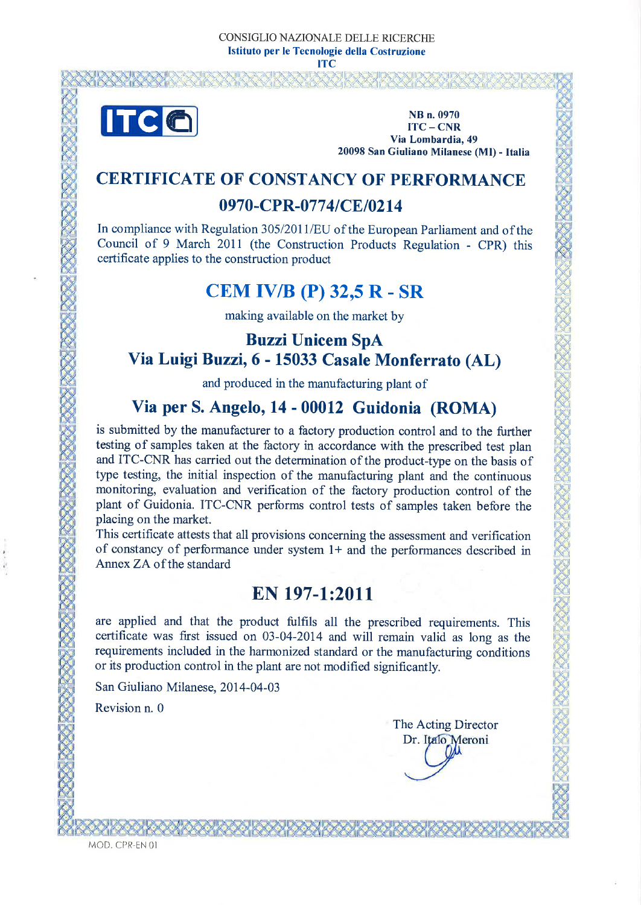CONSIGLIO NAZIONALE DELLE RICERCHE

**Istituto per le Tecnologie della Costruzione**

**ITC**

**NB n. 0970**
**ITC – CNR**
**Via Lombardia, 49**
**20098 San Giuliano Milanese (MI) - Italia**

# CERTIFICATE OF CONSTANCY OF PERFORMANCE

## 0970-CPR-0774/CE/0214

In compliance with Regulation 305/2011/EU of the European Parliament and of the Council of 9 March 2011 (the Construction Products Regulation - CPR) this certificate applies to the construction product

## CEM IV/B (P) 32,5 R - SR

making available on the market by

### Buzzi Unicem SpA
### Via Luigi Buzzi, 6 - 15033 Casale Monferrato (AL)

and produced in the manufacturing plant of

### Via per S. Angelo, 14 - 00012 Guidonia (ROMA)

is submitted by the manufacturer to a factory production control and to the further testing of samples taken at the factory in accordance with the prescribed test plan and ITC-CNR has carried out the determination of the product-type on the basis of type testing, the initial inspection of the manufacturing plant and the continuous monitoring, evaluation and verification of the factory production control of the plant of Guidonia. ITC-CNR performs control tests of samples taken before the placing on the market.

This certificate attests that all provisions concerning the assessment and verification of constancy of performance under system 1+ and the performances described in Annex ZA of the standard

## EN 197-1:2011

are applied and that the product fulfils all the prescribed requirements. This certificate was first issued on 03-04-2014 and will remain valid as long as the requirements included in the harmonized standard or the manufacturing conditions or its production control in the plant are not modified significantly.

San Giuliano Milanese, 2014-04-03

Revision n. 0

The Acting Director
Dr. Italo Meroni

MOD. CPR-EN 01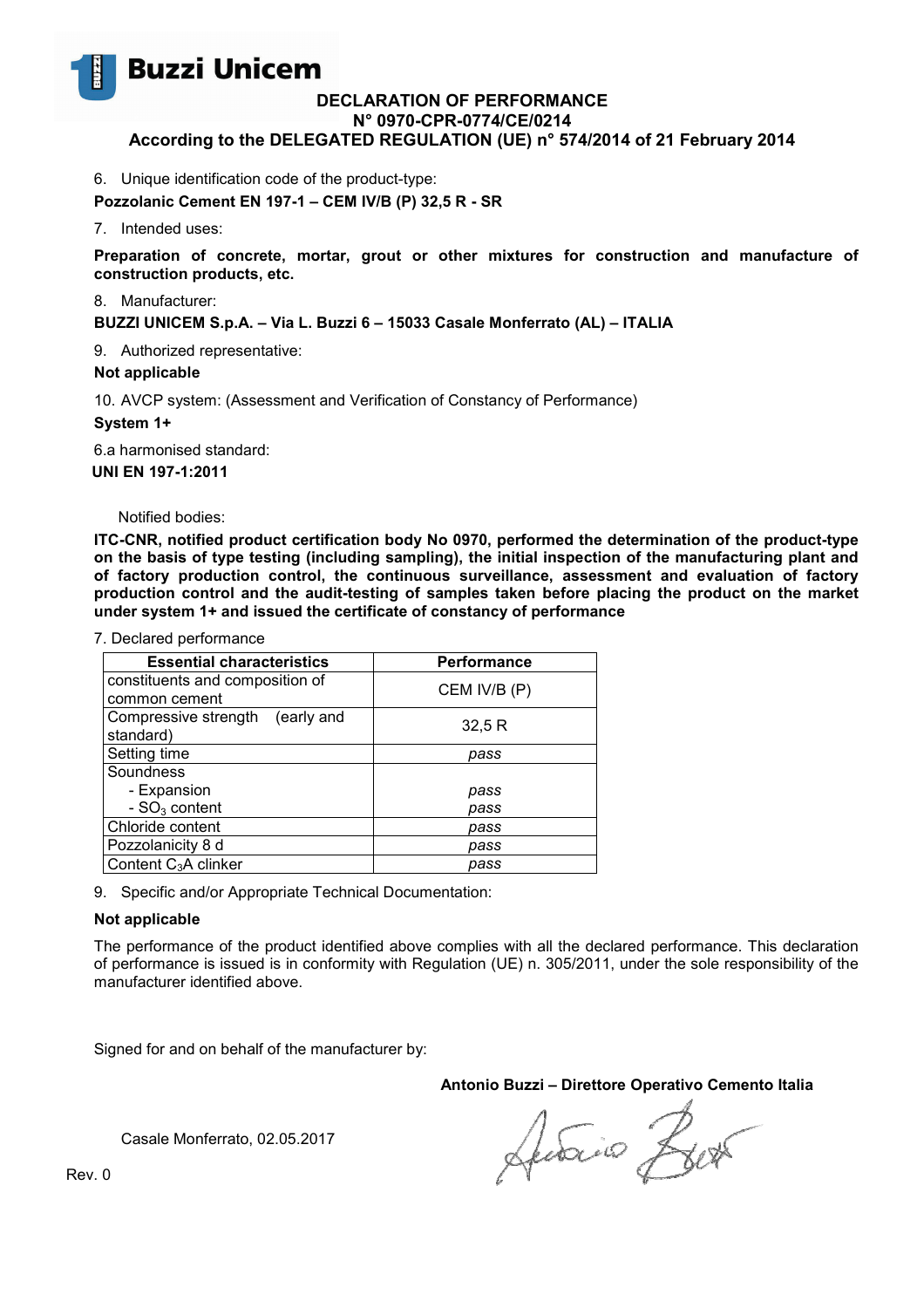**Buzzi Unicem**

# DECLARATION OF PERFORMANCE
## N° 0970-CPR-0774/CE/0214
## According to the DELEGATED REGULATION (UE) n° 574/2014 of 21 February 2014

6. Unique identification code of the product-type:

**Pozzolanic Cement EN 197-1 – CEM IV/B (P) 32,5 R - SR**

7. Intended uses:

**Preparation of concrete, mortar, grout or other mixtures for construction and manufacture of construction products, etc.**

8. Manufacturer:

**BUZZI UNICEM S.p.A. – Via L. Buzzi 6 – 15033 Casale Monferrato (AL) – ITALIA**

9. Authorized representative:

**Not applicable**

10. AVCP system: (Assessment and Verification of Constancy of Performance)

**System 1+**

6.a harmonised standard:

**UNI EN 197-1:2011**

Notified bodies:

**ITC-CNR, notified product certification body No 0970, performed the determination of the product-type on the basis of type testing (including sampling), the initial inspection of the manufacturing plant and of factory production control, the continuous surveillance, assessment and evaluation of factory production control and the audit-testing of samples taken before placing the product on the market under system 1+ and issued the certificate of constancy of performance**

7. Declared performance

| Essential characteristics | Performance |
|---|---|
| constituents and composition of common cement | CEM IV/B (P) |
| Compressive strength (early and standard) | 32,5 R |
| Setting time | *pass* |
| Soundness<br>- Expansion<br>- $SO_3$ content | <br>*pass*<br>*pass* |
| Chloride content | *pass* |
| Pozzolanicity 8 d | *pass* |
| Content $C_3A$ clinker | *pass* |

9. Specific and/or Appropriate Technical Documentation:

**Not applicable**

The performance of the product identified above complies with all the declared performance. This declaration of performance is issued is in conformity with Regulation (UE) n. 305/2011, under the sole responsibility of the manufacturer identified above.

Signed for and on behalf of the manufacturer by:

**Antonio Buzzi – Direttore Operativo Cemento Italia**

Casale Monferrato, 02.05.2017

Rev. 0